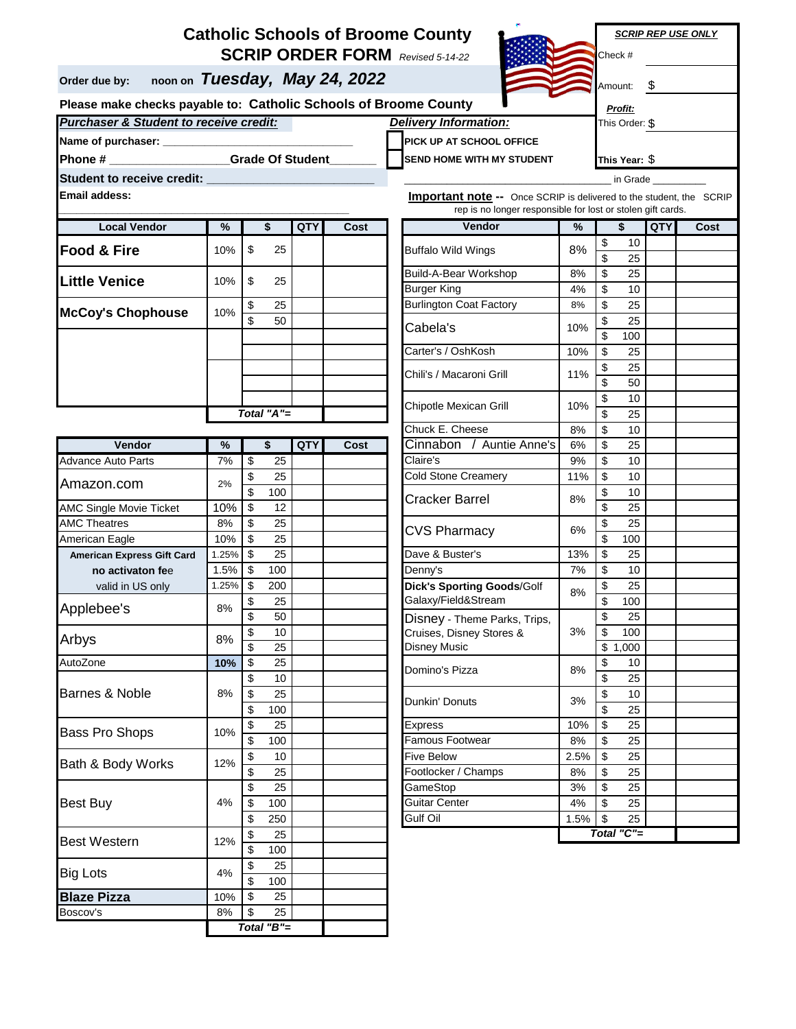# Catholic Schools of Broome County

## SCRIP ORDER FORM *Revised 5-14-22*

**Order due by:** noon on ***Tuesday, May 24, 2022***

**Please make checks payable to: Catholic Schools of Broome County**

| ***SCRIP REP USE ONLY*** |
|---|
| Check # |
| Amount: $ |
| ***Profit:*** |
| This Order: $ |
| This Year: $ |

***Purchaser & Student to receive credit:***

**Name of purchaser:** ____________________________

**Phone #** __________________ **Grade Of Student** ________

**Student to receive credit:** ____________________________

**Email addess:** ____________________________

***Delivery Information:***

- [ ] PICK UP AT SCHOOL OFFICE
- [ ] SEND HOME WITH MY STUDENT

______________________________ in Grade __________

**Important note --** Once SCRIP is delivered to the student, the SCRIP rep is no longer responsible for lost or stolen gift cards.

| Local Vendor | % | $ | QTY | Cost |
|---|---|---|---|---|
| **Food & Fire** | 10% | $ 25 | | |
| **Little Venice** | 10% | $ 25 | | |
| **McCoy's Chophouse** | 10% | $ 25 | | |
| | | $ 50 | | |
| | | | | |
| | | | | |
| | | | | |
| | | | | |
| | | | | |
| | | ***Total "A"=*** | | |

| Vendor | % | $ | QTY | Cost |
|---|---|---|---|---|
| Advance Auto Parts | 7% | $ 25 | | |
| Amazon.com | 2% | $ 25 | | |
| | | $ 100 | | |
| AMC Single Movie Ticket | 10% | $ 12 | | |
| AMC Theatres | 8% | $ 25 | | |
| American Eagle | 10% | $ 25 | | |
| **American Express Gift Card** | 1.25% | $ 25 | | |
| **no activaton fee** | 1.5% | $ 100 | | |
| valid in US only | 1.25% | $ 200 | | |
| Applebee's | 8% | $ 25 | | |
| | | $ 50 | | |
| Arbys | 8% | $ 10 | | |
| | | $ 25 | | |
| AutoZone | **10%** | $ 25 | | |
| Barnes & Noble | 8% | $ 10 | | |
| | | $ 25 | | |
| | | $ 100 | | |
| Bass Pro Shops | 10% | $ 25 | | |
| | | $ 100 | | |
| Bath & Body Works | 12% | $ 10 | | |
| | | $ 25 | | |
| Best Buy | 4% | $ 25 | | |
| | | $ 100 | | |
| | | $ 250 | | |
| Best Western | 12% | $ 25 | | |
| | | $ 100 | | |
| Big Lots | 4% | $ 25 | | |
| | | $ 100 | | |
| **Blaze Pizza** | 10% | $ 25 | | |
| Boscov's | 8% | $ 25 | | |
| | | ***Total "B"=*** | | |

| Vendor | % | $ | QTY | Cost |
|---|---|---|---|---|
| Buffalo Wild Wings | 8% | $ 10 | | |
| | | $ 25 | | |
| Build-A-Bear Workshop | 8% | $ 25 | | |
| Burger King | 4% | $ 10 | | |
| Burlington Coat Factory | 8% | $ 25 | | |
| Cabela's | 10% | $ 25 | | |
| | | $ 100 | | |
| Carter's / OshKosh | 10% | $ 25 | | |
| Chili's / Macaroni Grill | 11% | $ 25 | | |
| | | $ 50 | | |
| Chipotle Mexican Grill | 10% | $ 10 | | |
| | | $ 25 | | |
| Chuck E. Cheese | 8% | $ 10 | | |
| Cinnabon / Auntie Anne's | 6% | $ 25 | | |
| Claire's | 9% | $ 10 | | |
| Cold Stone Creamery | 11% | $ 10 | | |
| Cracker Barrel | 8% | $ 10 | | |
| | | $ 25 | | |
| CVS Pharmacy | 6% | $ 25 | | |
| | | $ 100 | | |
| Dave & Buster's | 13% | $ 25 | | |
| Denny's | 7% | $ 10 | | |
| **Dick's Sporting Goods**/Golf Galaxy/Field&Stream | 8% | $ 25 | | |
| | | $ 100 | | |
| Disney - Theme Parks, Trips, Cruises, Disney Stores & Disney Music | 3% | $ 25 | | |
| | | $ 100 | | |
| | | $ 1,000 | | |
| Domino's Pizza | 8% | $ 10 | | |
| | | $ 25 | | |
| Dunkin' Donuts | 3% | $ 10 | | |
| | | $ 25 | | |
| Express | 10% | $ 25 | | |
| Famous Footwear | 8% | $ 25 | | |
| Five Below | 2.5% | $ 25 | | |
| Footlocker / Champs | 8% | $ 25 | | |
| GameStop | 3% | $ 25 | | |
| Guitar Center | 4% | $ 25 | | |
| Gulf Oil | 1.5% | $ 25 | | |
| | | ***Total "C"=*** | | |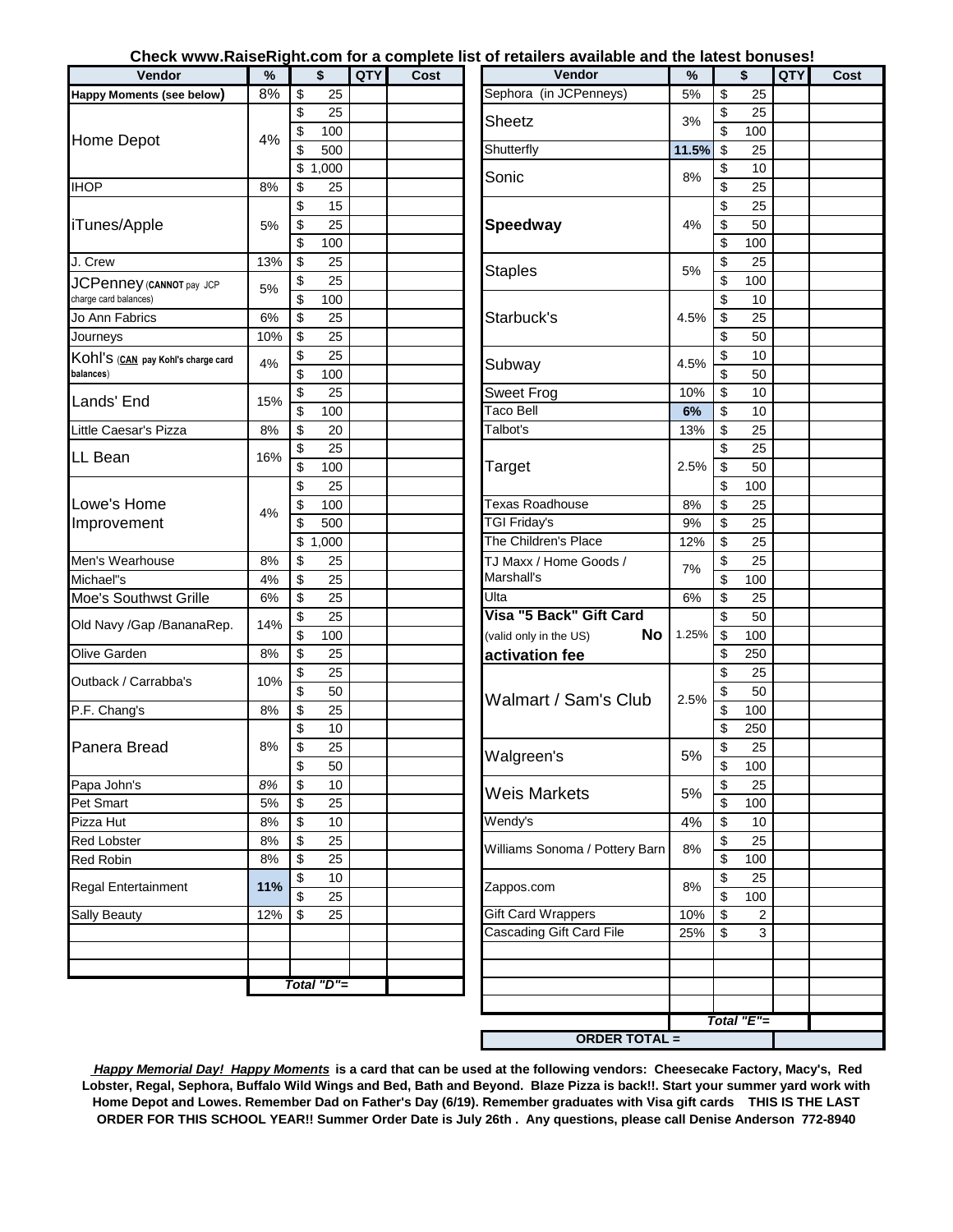**Check www.RaiseRight.com for a complete list of retailers available and the latest bonuses!**

| Vendor | % | $ | QTY | Cost |
|---|---|---|---|---|
| **Happy Moments (see below)** | 8% | $ 25 | | |
| Home Depot | 4% | $ 25 | | |
| | | $ 100 | | |
| | | $ 500 | | |
| | | $ 1,000 | | |
| IHOP | 8% | $ 25 | | |
| iTunes/Apple | 5% | $ 15 | | |
| | | $ 25 | | |
| | | $ 100 | | |
| J. Crew | 13% | $ 25 | | |
| JCPenney (**CANNOT** pay JCP charge card balances) | 5% | $ 25 | | |
| | | $ 100 | | |
| Jo Ann Fabrics | 6% | $ 25 | | |
| Journeys | 10% | $ 25 | | |
| Kohl's (**CAN** pay Kohl's charge card balances) | 4% | $ 25 | | |
| | | $ 100 | | |
| Lands' End | 15% | $ 25 | | |
| | | $ 100 | | |
| Little Caesar's Pizza | 8% | $ 20 | | |
| LL Bean | 16% | $ 25 | | |
| | | $ 100 | | |
| Lowe's Home Improvement | 4% | $ 25 | | |
| | | $ 100 | | |
| | | $ 500 | | |
| | | $ 1,000 | | |
| Men's Wearhouse | 8% | $ 25 | | |
| Michael"s | 4% | $ 25 | | |
| Moe's Southwst Grille | 6% | $ 25 | | |
| Old Navy /Gap /BananaRep. | 14% | $ 25 | | |
| | | $ 100 | | |
| Olive Garden | 8% | $ 25 | | |
| Outback / Carrabba's | 10% | $ 25 | | |
| | | $ 50 | | |
| P.F. Chang's | 8% | $ 25 | | |
| Panera Bread | 8% | $ 10 | | |
| | | $ 25 | | |
| | | $ 50 | | |
| Papa John's | 8% | $ 10 | | |
| Pet Smart | 5% | $ 25 | | |
| Pizza Hut | 8% | $ 10 | | |
| Red Lobster | 8% | $ 25 | | |
| Red Robin | 8% | $ 25 | | |
| Regal Entertainment | **11%** | $ 10 | | |
| | | $ 25 | | |
| Sally Beauty | 12% | $ 25 | | |
| | | | | |
| | | | | |
| | | | | |
| | *Total "D"=* | | | |

| Vendor | % | $ | QTY | Cost |
|---|---|---|---|---|
| Sephora (in JCPenneys) | 5% | $ 25 | | |
| Sheetz | 3% | $ 25 | | |
| | | $ 100 | | |
| Shutterfly | **11.5%** | $ 25 | | |
| Sonic | 8% | $ 10 | | |
| | | $ 25 | | |
| **Speedway** | 4% | $ 25 | | |
| | | $ 50 | | |
| | | $ 100 | | |
| Staples | 5% | $ 25 | | |
| | | $ 100 | | |
| Starbuck's | 4.5% | $ 10 | | |
| | | $ 25 | | |
| | | $ 50 | | |
| Subway | 4.5% | $ 10 | | |
| | | $ 50 | | |
| Sweet Frog | 10% | $ 10 | | |
| Taco Bell | **6%** | $ 10 | | |
| Talbot's | 13% | $ 25 | | |
| Target | 2.5% | $ 25 | | |
| | | $ 50 | | |
| | | $ 100 | | |
| Texas Roadhouse | 8% | $ 25 | | |
| TGI Friday's | 9% | $ 25 | | |
| The Children's Place | 12% | $ 25 | | |
| TJ Maxx / Home Goods / Marshall's | 7% | $ 25 | | |
| | | $ 100 | | |
| Ulta | 6% | $ 25 | | |
| **Visa "5 Back" Gift Card** (valid only in the US) **No activation fee** | 1.25% | $ 50 | | |
| | | $ 100 | | |
| | | $ 250 | | |
| Walmart / Sam's Club | 2.5% | $ 25 | | |
| | | $ 50 | | |
| | | $ 100 | | |
| | | $ 250 | | |
| Walgreen's | 5% | $ 25 | | |
| | | $ 100 | | |
| Weis Markets | 5% | $ 25 | | |
| | | $ 100 | | |
| Wendy's | 4% | $ 10 | | |
| Williams Sonoma / Pottery Barn | 8% | $ 25 | | |
| | | $ 100 | | |
| Zappos.com | 8% | $ 25 | | |
| | | $ 100 | | |
| Gift Card Wrappers | 10% | $ 2 | | |
| Cascading Gift Card File | 25% | $ 3 | | |
| | | | | |
| | | | | |
| | | | | |
| | | | | |
| | | *Total "E"=* | | |
| **ORDER TOTAL =** | | | | |

***Happy Memorial Day! Happy Moments*** **is a card that can be used at the following vendors: Cheesecake Factory, Macy's, Red Lobster, Regal, Sephora, Buffalo Wild Wings and Bed, Bath and Beyond. Blaze Pizza is back!!. Start your summer yard work with Home Depot and Lowes. Remember Dad on Father's Day (6/19). Remember graduates with Visa gift cards THIS IS THE LAST ORDER FOR THIS SCHOOL YEAR!! Summer Order Date is July 26th . Any questions, please call Denise Anderson 772-8940**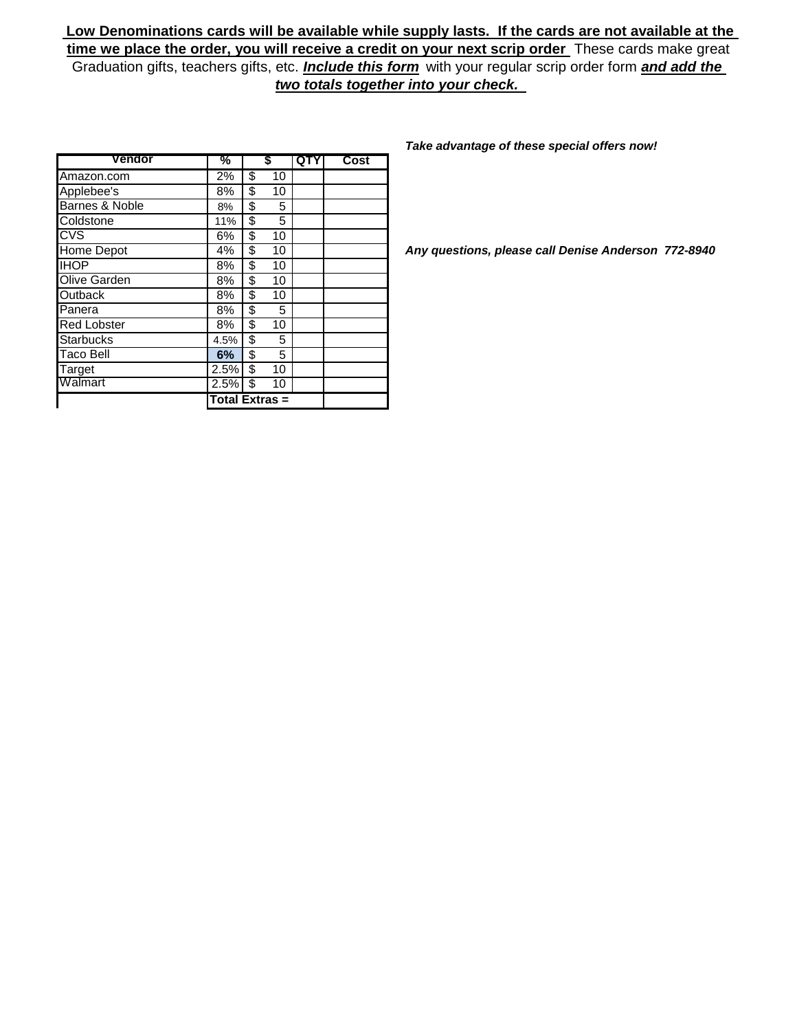**Low Denominations cards will be available while supply lasts. If the cards are not available at the time we place the order, you will receive a credit on your next scrip order** These cards make great Graduation gifts, teachers gifts, etc. ***Include this form*** with your regular scrip order form ***and add the two totals together into your check.***

***Take advantage of these special offers now!***

| Vendor | % | $ | QTY | Cost |
|---|---|---|---|---|
| Amazon.com | 2% | $ 10 | | |
| Applebee's | 8% | $ 10 | | |
| Barnes & Noble | 8% | $ 5 | | |
| Coldstone | 11% | $ 5 | | |
| CVS | 6% | $ 10 | | |
| Home Depot | 4% | $ 10 | | |
| IHOP | 8% | $ 10 | | |
| Olive Garden | 8% | $ 10 | | |
| Outback | 8% | $ 10 | | |
| Panera | 8% | $ 5 | | |
| Red Lobster | 8% | $ 10 | | |
| Starbucks | 4.5% | $ 5 | | |
| Taco Bell | **6%** | $ 5 | | |
| Target | 2.5% | $ 10 | | |
| Walmart | 2.5% | $ 10 | | |
| | **Total Extras =** | | | |

***Any questions, please call Denise Anderson 772-8940***